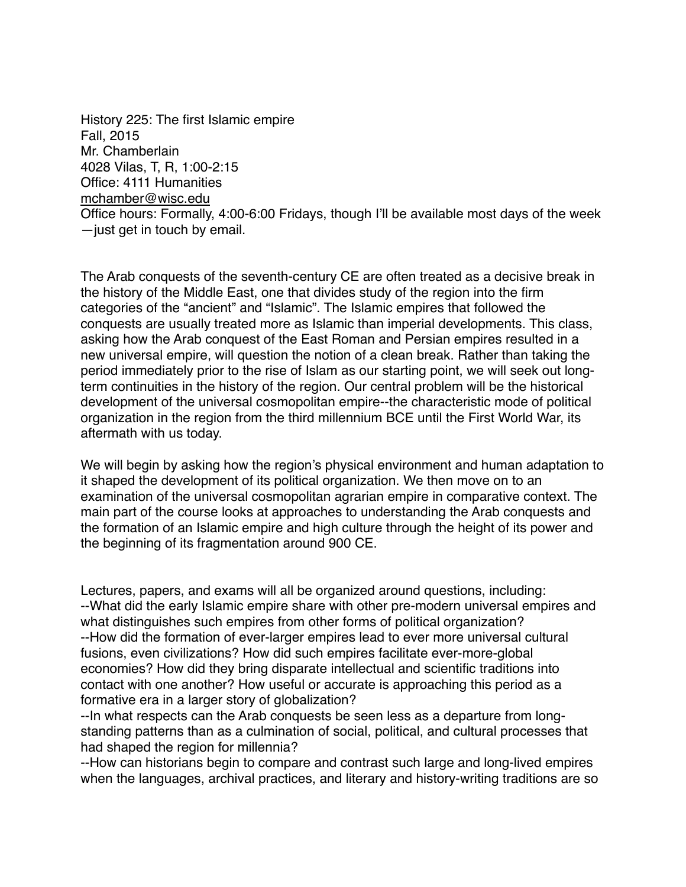History 225: The first Islamic empire
Fall, 2015
Mr. Chamberlain
4028 Vilas, T, R, 1:00-2:15
Office: 4111 Humanities
mchamber@wisc.edu
Office hours: Formally, 4:00-6:00 Fridays, though I'll be available most days of the week —just get in touch by email.

The Arab conquests of the seventh-century CE are often treated as a decisive break in the history of the Middle East, one that divides study of the region into the firm categories of the "ancient" and "Islamic". The Islamic empires that followed the conquests are usually treated more as Islamic than imperial developments. This class, asking how the Arab conquest of the East Roman and Persian empires resulted in a new universal empire, will question the notion of a clean break. Rather than taking the period immediately prior to the rise of Islam as our starting point, we will seek out long-term continuities in the history of the region. Our central problem will be the historical development of the universal cosmopolitan empire--the characteristic mode of political organization in the region from the third millennium BCE until the First World War, its aftermath with us today.

We will begin by asking how the region's physical environment and human adaptation to it shaped the development of its political organization. We then move on to an examination of the universal cosmopolitan agrarian empire in comparative context. The main part of the course looks at approaches to understanding the Arab conquests and the formation of an Islamic empire and high culture through the height of its power and the beginning of its fragmentation around 900 CE.

Lectures, papers, and exams will all be organized around questions, including:
--What did the early Islamic empire share with other pre-modern universal empires and what distinguishes such empires from other forms of political organization?
--How did the formation of ever-larger empires lead to ever more universal cultural fusions, even civilizations? How did such empires facilitate ever-more-global economies? How did they bring disparate intellectual and scientific traditions into contact with one another? How useful or accurate is approaching this period as a formative era in a larger story of globalization?
--In what respects can the Arab conquests be seen less as a departure from long-standing patterns than as a culmination of social, political, and cultural processes that had shaped the region for millennia?
--How can historians begin to compare and contrast such large and long-lived empires when the languages, archival practices, and literary and history-writing traditions are so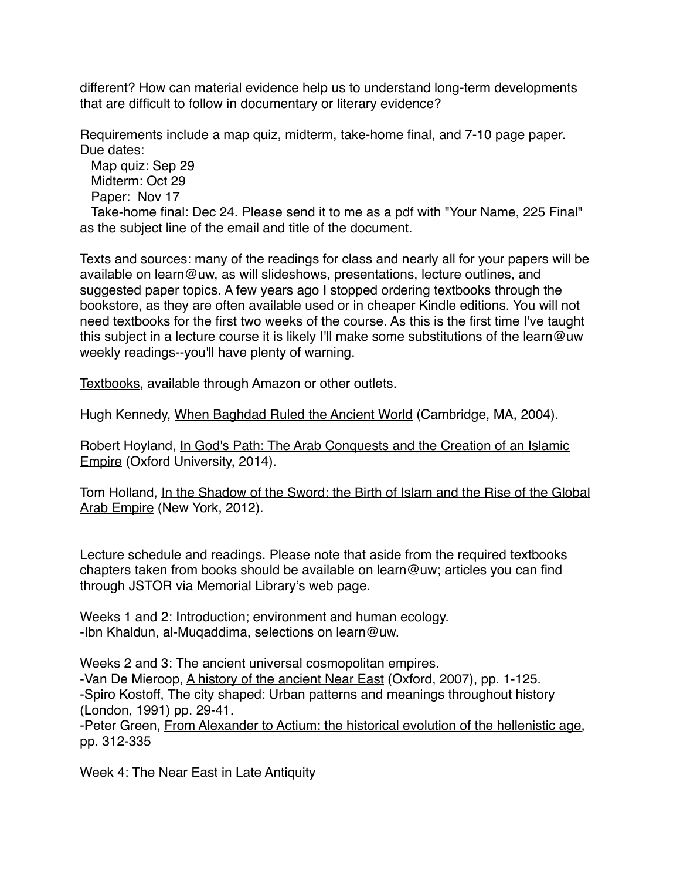different? How can material evidence help us to understand long-term developments that are difficult to follow in documentary or literary evidence?

Requirements include a map quiz, midterm, take-home final, and 7-10 page paper. Due dates:

- Map quiz: Sep 29
- Midterm: Oct 29
- Paper: Nov 17
- Take-home final: Dec 24. Please send it to me as a pdf with "Your Name, 225 Final" as the subject line of the email and title of the document.

Texts and sources: many of the readings for class and nearly all for your papers will be available on learn@uw, as will slideshows, presentations, lecture outlines, and suggested paper topics. A few years ago I stopped ordering textbooks through the bookstore, as they are often available used or in cheaper Kindle editions. You will not need textbooks for the first two weeks of the course. As this is the first time I've taught this subject in a lecture course it is likely I'll make some substitutions of the learn@uw weekly readings--you'll have plenty of warning.

Textbooks, available through Amazon or other outlets.

Hugh Kennedy, When Baghdad Ruled the Ancient World (Cambridge, MA, 2004).

Robert Hoyland, In God's Path: The Arab Conquests and the Creation of an Islamic Empire (Oxford University, 2014).

Tom Holland, In the Shadow of the Sword: the Birth of Islam and the Rise of the Global Arab Empire (New York, 2012).

Lecture schedule and readings. Please note that aside from the required textbooks chapters taken from books should be available on learn@uw; articles you can find through JSTOR via Memorial Library's web page.

Weeks 1 and 2: Introduction; environment and human ecology.
-Ibn Khaldun, al-Muqaddima, selections on learn@uw.

Weeks 2 and 3: The ancient universal cosmopolitan empires.
-Van De Mieroop, A history of the ancient Near East (Oxford, 2007), pp. 1-125.
-Spiro Kostoff, The city shaped: Urban patterns and meanings throughout history (London, 1991) pp. 29-41.
-Peter Green, From Alexander to Actium: the historical evolution of the hellenistic age, pp. 312-335

Week 4: The Near East in Late Antiquity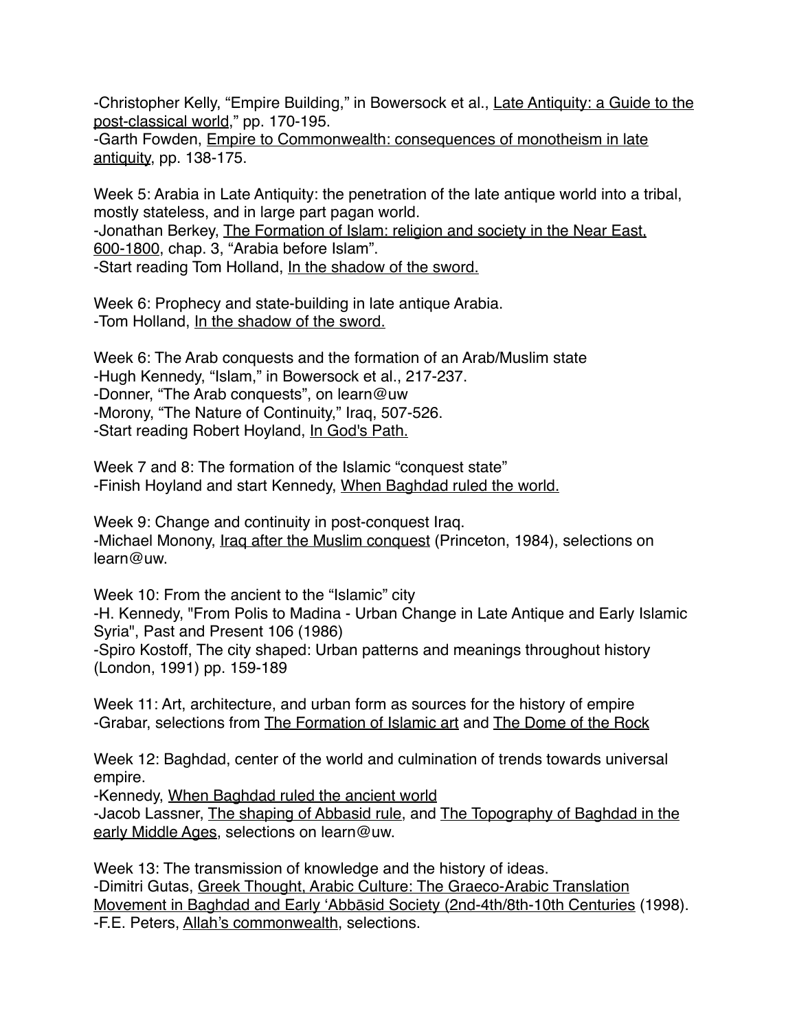-Christopher Kelly, "Empire Building," in Bowersock et al., Late Antiquity: a Guide to the post-classical world," pp. 170-195.
-Garth Fowden, Empire to Commonwealth: consequences of monotheism in late antiquity, pp. 138-175.

Week 5: Arabia in Late Antiquity: the penetration of the late antique world into a tribal, mostly stateless, and in large part pagan world.
-Jonathan Berkey, The Formation of Islam: religion and society in the Near East, 600-1800, chap. 3, "Arabia before Islam".
-Start reading Tom Holland, In the shadow of the sword.

Week 6: Prophecy and state-building in late antique Arabia.
-Tom Holland, In the shadow of the sword.

Week 6: The Arab conquests and the formation of an Arab/Muslim state
-Hugh Kennedy, "Islam," in Bowersock et al., 217-237.
-Donner, "The Arab conquests", on learn@uw
-Morony, "The Nature of Continuity," Iraq, 507-526.
-Start reading Robert Hoyland, In God's Path.

Week 7 and 8: The formation of the Islamic "conquest state"
-Finish Hoyland and start Kennedy, When Baghdad ruled the world.

Week 9: Change and continuity in post-conquest Iraq.
-Michael Monony, Iraq after the Muslim conquest (Princeton, 1984), selections on learn@uw.

Week 10: From the ancient to the "Islamic" city
-H. Kennedy, "From Polis to Madina - Urban Change in Late Antique and Early Islamic Syria", Past and Present 106 (1986)
-Spiro Kostoff, The city shaped: Urban patterns and meanings throughout history (London, 1991) pp. 159-189

Week 11: Art, architecture, and urban form as sources for the history of empire
-Grabar, selections from The Formation of Islamic art and The Dome of the Rock

Week 12: Baghdad, center of the world and culmination of trends towards universal empire.
-Kennedy, When Baghdad ruled the ancient world
-Jacob Lassner, The shaping of Abbasid rule, and The Topography of Baghdad in the early Middle Ages, selections on learn@uw.

Week 13: The transmission of knowledge and the history of ideas.
-Dimitri Gutas, Greek Thought, Arabic Culture: The Graeco-Arabic Translation Movement in Baghdad and Early 'Abbāsid Society (2nd-4th/8th-10th Centuries (1998).
-F.E. Peters, Allah's commonwealth, selections.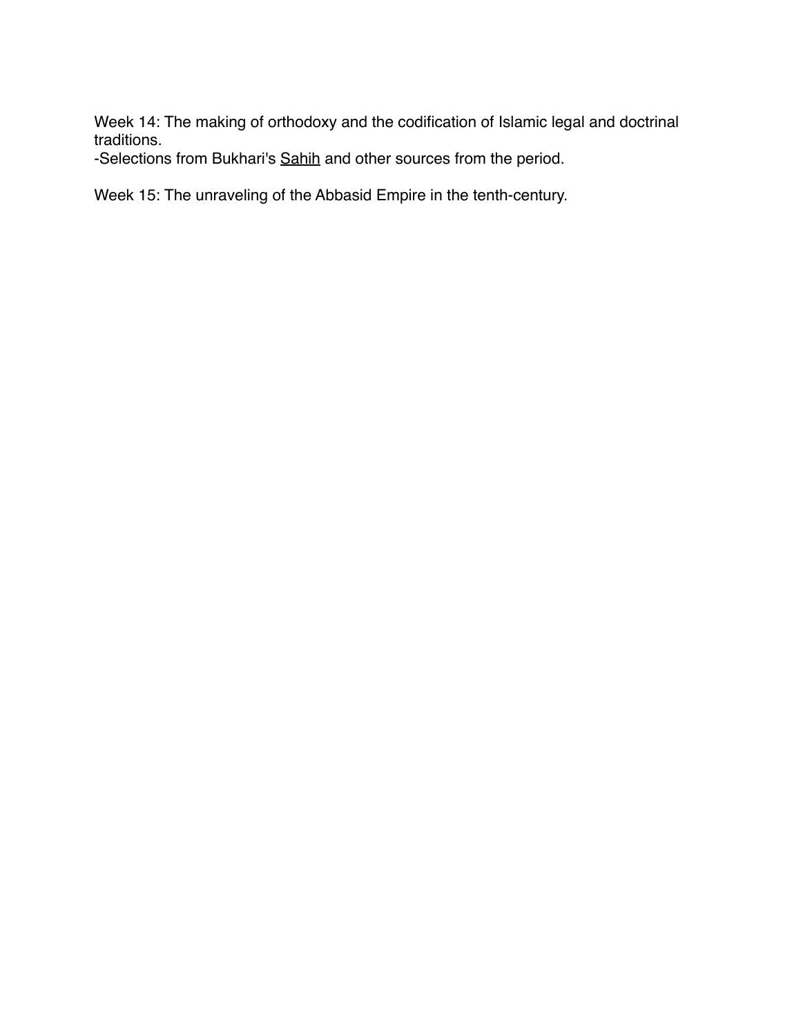Week 14: The making of orthodoxy and the codification of Islamic legal and doctrinal traditions.
-Selections from Bukhari's Sahih and other sources from the period.

Week 15: The unraveling of the Abbasid Empire in the tenth-century.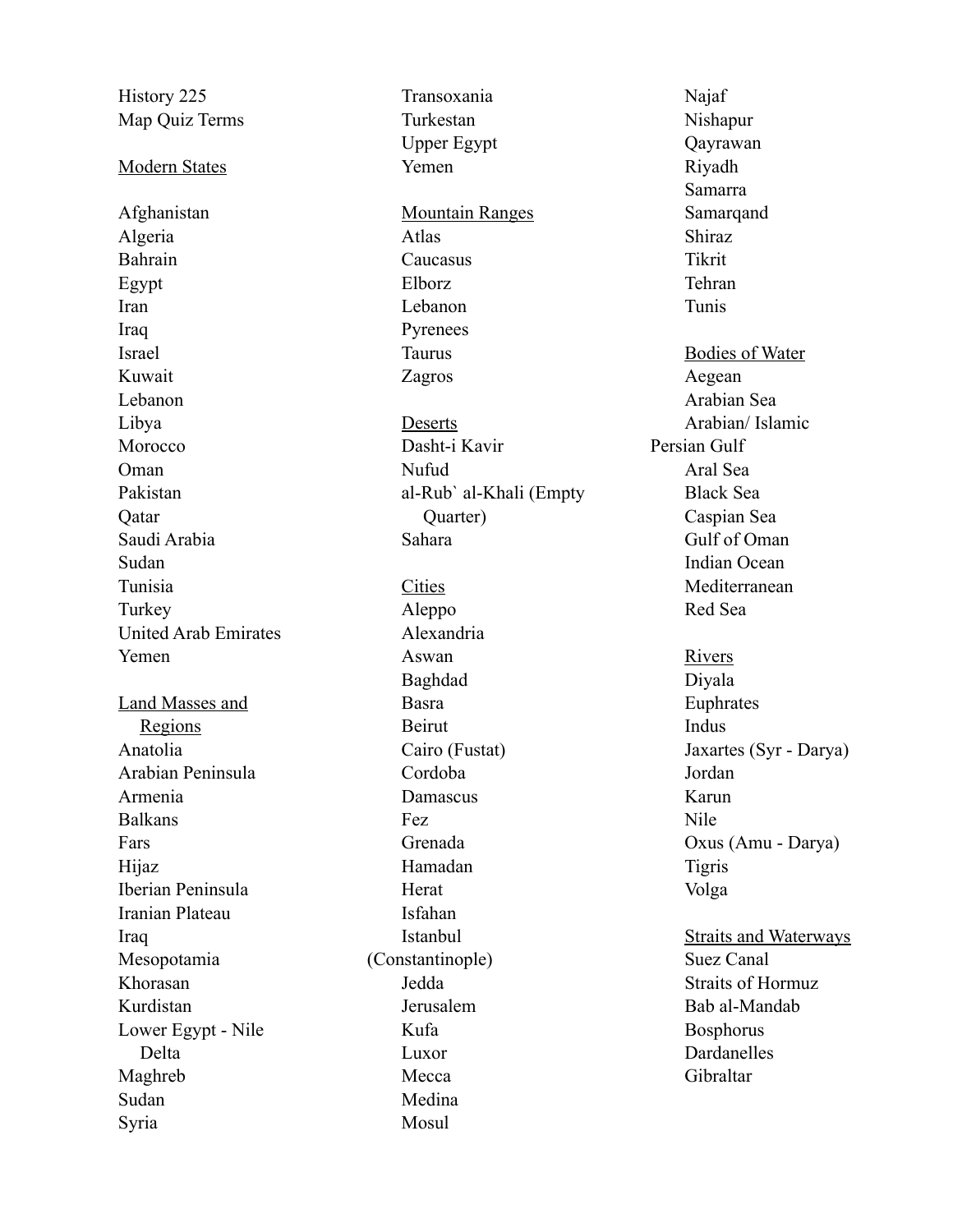History 225
Map Quiz Terms

Modern States

Afghanistan
Algeria
Bahrain
Egypt
Iran
Iraq
Israel
Kuwait
Lebanon
Libya
Morocco
Oman
Pakistan
Qatar
Saudi Arabia
Sudan
Tunisia
Turkey
United Arab Emirates
Yemen

Land Masses and Regions

Anatolia
Arabian Peninsula
Armenia
Balkans
Fars
Hijaz
Iberian Peninsula
Iranian Plateau
Iraq
Mesopotamia
Khorasan
Kurdistan
Lower Egypt - Nile Delta
Maghreb
Sudan
Syria
Transoxania
Turkestan
Upper Egypt
Yemen

Mountain Ranges

Atlas
Caucasus
Elborz
Lebanon
Pyrenees
Taurus
Zagros

Deserts

Dasht-i Kavir
Nufud
al-Rub` al-Khali (Empty Quarter)
Sahara

Cities

Aleppo
Alexandria
Aswan
Baghdad
Basra
Beirut
Cairo (Fustat)
Cordoba
Damascus
Fez
Grenada
Hamadan
Herat
Isfahan
Istanbul (Constantinople)
Jedda
Jerusalem
Kufa
Luxor
Mecca
Medina
Mosul
Najaf
Nishapur
Qayrawan
Riyadh
Samarra
Samarqand
Shiraz
Tikrit
Tehran
Tunis

Bodies of Water

Aegean
Arabian Sea
Arabian/ Islamic Persian Gulf
Aral Sea
Black Sea
Caspian Sea
Gulf of Oman
Indian Ocean
Mediterranean
Red Sea

Rivers

Diyala
Euphrates
Indus
Jaxartes (Syr - Darya)
Jordan
Karun
Nile
Oxus (Amu - Darya)
Tigris
Volga

Straits and Waterways

Suez Canal
Straits of Hormuz
Bab al-Mandab
Bosphorus
Dardanelles
Gibraltar